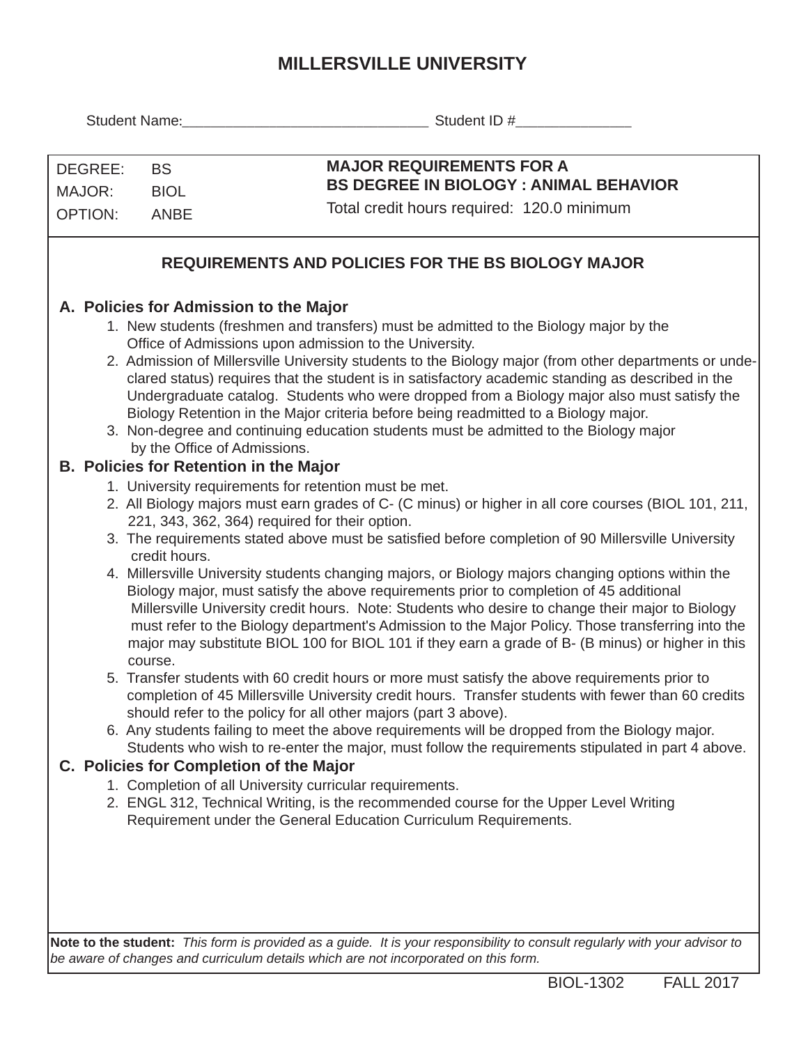# MILLERSVILLE UNIVERSITY

Student Name:_______________________________ Student ID #______________

| | | |
|---|---|---|
| DEGREE: | BS | **MAJOR REQUIREMENTS FOR A BS DEGREE IN BIOLOGY : ANIMAL BEHAVIOR** |
| MAJOR: | BIOL | Total credit hours required: 120.0 minimum |
| OPTION: | ANBE | |

## REQUIREMENTS AND POLICIES FOR THE BS BIOLOGY MAJOR

### A. Policies for Admission to the Major

1. New students (freshmen and transfers) must be admitted to the Biology major by the Office of Admissions upon admission to the University.
2. Admission of Millersville University students to the Biology major (from other departments or undeclared status) requires that the student is in satisfactory academic standing as described in the Undergraduate catalog. Students who were dropped from a Biology major also must satisfy the Biology Retention in the Major criteria before being readmitted to a Biology major.
3. Non-degree and continuing education students must be admitted to the Biology major by the Office of Admissions.

### B. Policies for Retention in the Major

1. University requirements for retention must be met.
2. All Biology majors must earn grades of C- (C minus) or higher in all core courses (BIOL 101, 211, 221, 343, 362, 364) required for their option.
3. The requirements stated above must be satisfied before completion of 90 Millersville University credit hours.
4. Millersville University students changing majors, or Biology majors changing options within the Biology major, must satisfy the above requirements prior to completion of 45 additional Millersville University credit hours. Note: Students who desire to change their major to Biology must refer to the Biology department's Admission to the Major Policy. Those transferring into the major may substitute BIOL 100 for BIOL 101 if they earn a grade of B- (B minus) or higher in this course.
5. Transfer students with 60 credit hours or more must satisfy the above requirements prior to completion of 45 Millersville University credit hours. Transfer students with fewer than 60 credits should refer to the policy for all other majors (part 3 above).
6. Any students failing to meet the above requirements will be dropped from the Biology major. Students who wish to re-enter the major, must follow the requirements stipulated in part 4 above.

### C. Policies for Completion of the Major

1. Completion of all University curricular requirements.
2. ENGL 312, Technical Writing, is the recommended course for the Upper Level Writing Requirement under the General Education Curriculum Requirements.

**Note to the student:** *This form is provided as a guide. It is your responsibility to consult regularly with your advisor to be aware of changes and curriculum details which are not incorporated on this form.*

BIOL-1302 FALL 2017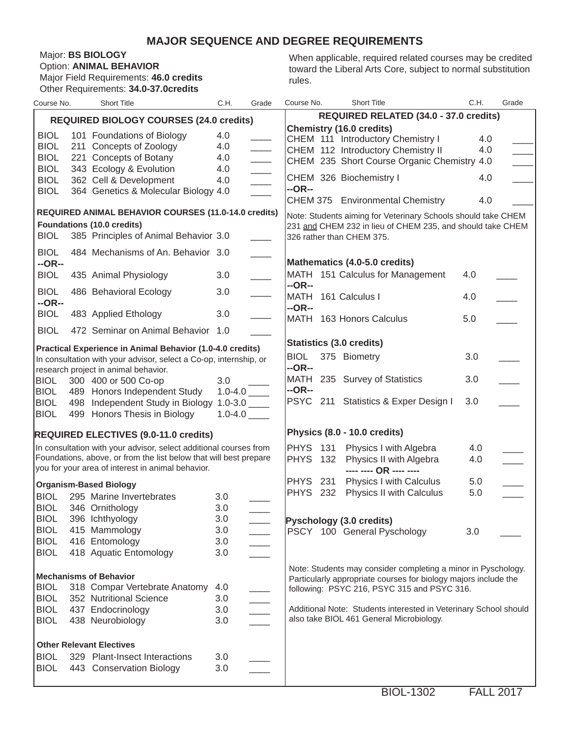# MAJOR SEQUENCE AND DEGREE REQUIREMENTS

Major: **BS BIOLOGY**
Option: **ANIMAL BEHAVIOR**
Major Field Requirements: **46.0 credits**
Other Requirements: **34.0-37.0credits**

When applicable, required related courses may be credited toward the Liberal Arts Core, subject to normal substitution rules.

## REQUIRED BIOLOGY COURSES (24.0 credits)

| Course No. | | Short Title | C.H. | Grade |
|---|---|---|---|---|
| BIOL | 101 | Foundations of Biology | 4.0 | ____ |
| BIOL | 211 | Concepts of Zoology | 4.0 | ____ |
| BIOL | 221 | Concepts of Botany | 4.0 | ____ |
| BIOL | 343 | Ecology & Evolution | 4.0 | ____ |
| BIOL | 362 | Cell & Development | 4.0 | ____ |
| BIOL | 364 | Genetics & Molecular Biology | 4.0 | ____ |

## REQUIRED ANIMAL BEHAVIOR COURSES (11.0-14.0 credits)

### Foundations (10.0 credits)

| Course No. | | Short Title | C.H. | Grade |
|---|---|---|---|---|
| BIOL | 385 | Principles of Animal Behavior | 3.0 | ____ |
| BIOL | 484 | Mechanisms of An. Behavior | 3.0 | ____ |
| --OR-- | | | | |
| BIOL | 435 | Animal Physiology | 3.0 | ____ |
| BIOL | 486 | Behavioral Ecology | 3.0 | ____ |
| --OR-- | | | | |
| BIOL | 483 | Applied Ethology | 3.0 | ____ |
| BIOL | 472 | Seminar on Animal Behavior | 1.0 | ____ |

### Practical Experience in Animal Behavior (1.0-4.0 credits)

In consultation with your advisor, select a Co-op, internship, or research project in animal behavior.

| Course No. | | Short Title | C.H. | Grade |
|---|---|---|---|---|
| BIOL | 300 | 400 or 500 Co-op | 3.0 | ____ |
| BIOL | 489 | Honors Independent Study | 1.0-4.0 | ____ |
| BIOL | 498 | Independent Study in Biology | 1.0-3.0 | ____ |
| BIOL | 499 | Honors Thesis in Biology | 1.0-4.0 | ____ |

## REQUIRED ELECTIVES (9.0-11.0 credits)

In consultation with your advisor, select additional courses from Foundations, above, or from the list below that will best prepare you for your area of interest in animal behavior.

### Organism-Based Biology

| Course No. | | Short Title | C.H. | Grade |
|---|---|---|---|---|
| BIOL | 295 | Marine Invertebrates | 3.0 | ____ |
| BIOL | 346 | Ornithology | 3.0 | ____ |
| BIOL | 396 | Ichthyology | 3.0 | ____ |
| BIOL | 415 | Mammology | 3.0 | ____ |
| BIOL | 416 | Entomology | 3.0 | ____ |
| BIOL | 418 | Aquatic Entomology | 3.0 | ____ |

### Mechanisms of Behavior

| Course No. | | Short Title | C.H. | Grade |
|---|---|---|---|---|
| BIOL | 318 | Compar Vertebrate Anatomy | 4.0 | ____ |
| BIOL | 352 | Nutritional Science | 3.0 | ____ |
| BIOL | 437 | Endocrinology | 3.0 | ____ |
| BIOL | 438 | Neurobiology | 3.0 | ____ |

### Other Relevant Electives

| Course No. | | Short Title | C.H. | Grade |
|---|---|---|---|---|
| BIOL | 329 | Plant-Insect Interactions | 3.0 | ____ |
| BIOL | 443 | Conservation Biology | 3.0 | ____ |

## REQUIRED RELATED (34.0 - 37.0 credits)

### Chemistry (16.0 credits)

| Course No. | | Short Title | C.H. | Grade |
|---|---|---|---|---|
| CHEM | 111 | Introductory Chemistry I | 4.0 | ____ |
| CHEM | 112 | Introductory Chemistry II | 4.0 | ____ |
| CHEM | 235 | Short Course Organic Chemistry | 4.0 | ____ |
| CHEM | 326 | Biochemistry I | 4.0 | ____ |
| --OR-- | | | | |
| CHEM | 375 | Environmental Chemistry | 4.0 | ____ |

Note: Students aiming for Veterinary Schools should take CHEM 231 and CHEM 232 in lieu of CHEM 235, and should take CHEM 326 rather than CHEM 375.

### Mathematics (4.0-5.0 credits)

| Course No. | | Short Title | C.H. | Grade |
|---|---|---|---|---|
| MATH | 151 | Calculus for Management | 4.0 | ____ |
| --OR-- | | | | |
| MATH | 161 | Calculus I | 4.0 | ____ |
| --OR-- | | | | |
| MATH | 163 | Honors Calculus | 5.0 | ____ |

### Statistics (3.0 credits)

| Course No. | | Short Title | C.H. | Grade |
|---|---|---|---|---|
| BIOL | 375 | Biometry | 3.0 | ____ |
| --OR-- | | | | |
| MATH | 235 | Survey of Statistics | 3.0 | ____ |
| --OR-- | | | | |
| PSYC | 211 | Statistics & Exper Design I | 3.0 | ____ |

### Physics (8.0 - 10.0 credits)

| Course No. | | Short Title | C.H. | Grade |
|---|---|---|---|---|
| PHYS | 131 | Physics I with Algebra | 4.0 | ____ |
| PHYS | 132 | Physics II with Algebra | 4.0 | ____ |
| | | ---- ---- OR ---- ---- | | |
| PHYS | 231 | Physics I with Calculus | 5.0 | ____ |
| PHYS | 232 | Physics II with Calculus | 5.0 | ____ |

### Pyschology (3.0 credits)

| Course No. | | Short Title | C.H. | Grade |
|---|---|---|---|---|
| PSCY | 100 | General Pyschology | 3.0 | ____ |

Note: Students may consider completing a minor in Pyschology. Particularly appropriate courses for biology majors include the following: PSYC 216, PSYC 315 and PSYC 316.

Additional Note: Students interested in Veterinary School should also take BIOL 461 General Microbiology.

BIOL-1302 FALL 2017